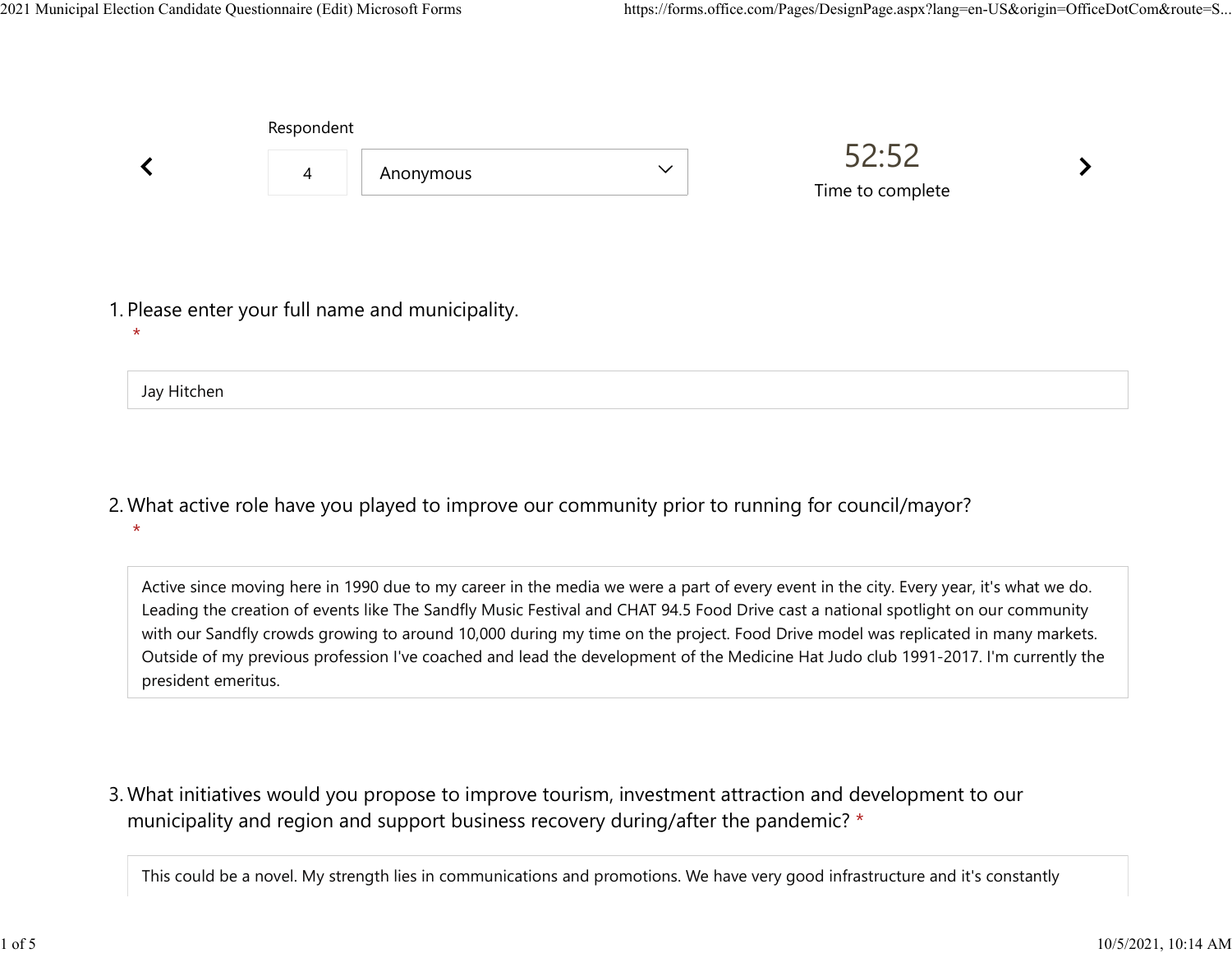Respondent

4 | Anonymous

52:52

Time to complete

1. Please enter your full name and municipality.
 *

Jay Hitchen

2. What active role have you played to improve our community prior to running for council/mayor?
 *

Active since moving here in 1990 due to my career in the media we were a part of every event in the city. Every year, it's what we do. Leading the creation of events like The Sandfly Music Festival and CHAT 94.5 Food Drive cast a national spotlight on our community with our Sandfly crowds growing to around 10,000 during my time on the project. Food Drive model was replicated in many markets. Outside of my previous profession I've coached and lead the development of the Medicine Hat Judo club 1991-2017. I'm currently the president emeritus.

3. What initiatives would you propose to improve tourism, investment attraction and development to our municipality and region and support business recovery during/after the pandemic? *

This could be a novel. My strength lies in communications and promotions. We have very good infrastructure and it's constantly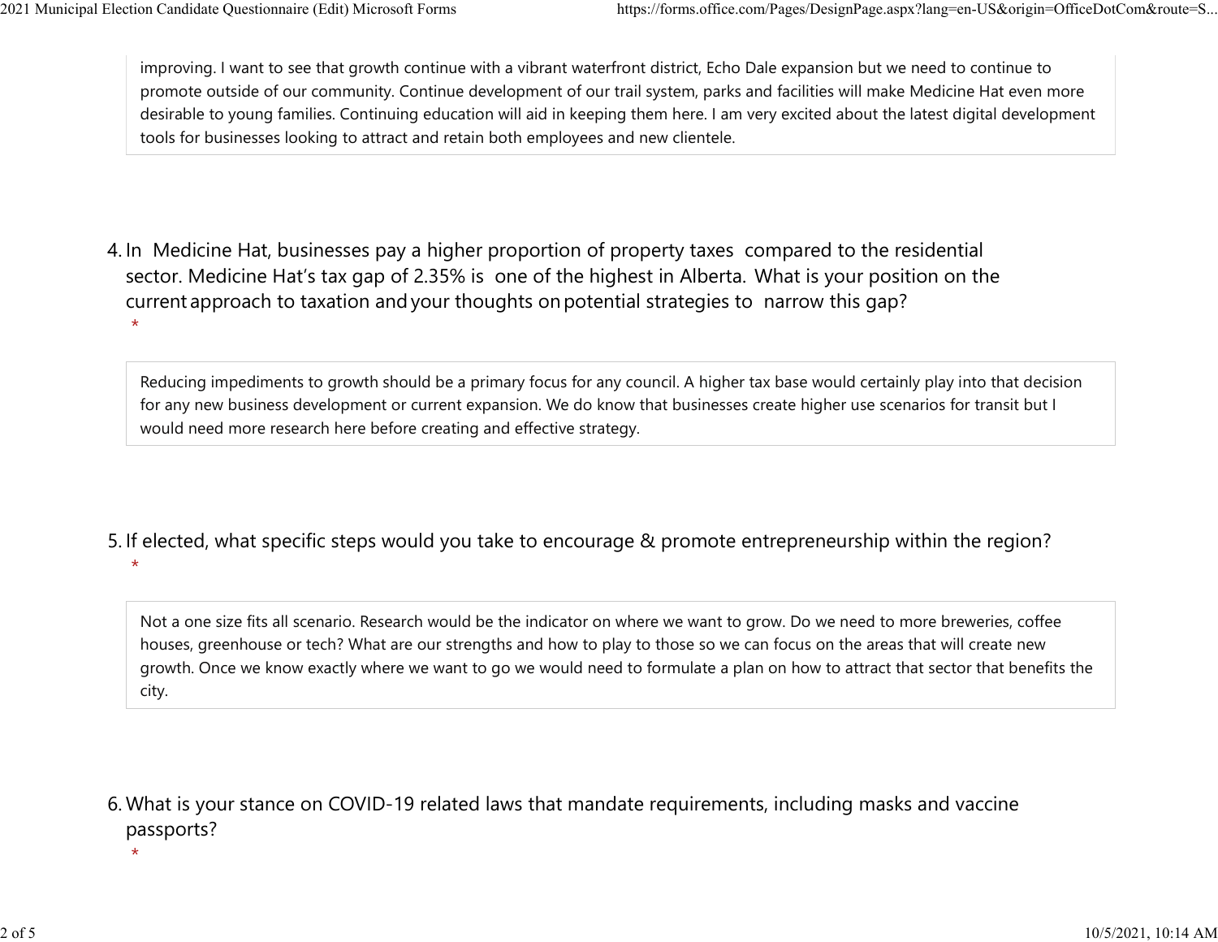improving. I want to see that growth continue with a vibrant waterfront district, Echo Dale expansion but we need to continue to promote outside of our community. Continue development of our trail system, parks and facilities will make Medicine Hat even more desirable to young families. Continuing education will aid in keeping them here. I am very excited about the latest digital development tools for businesses looking to attract and retain both employees and new clientele.

4. In Medicine Hat, businesses pay a higher proportion of property taxes compared to the residential sector. Medicine Hat's tax gap of 2.35% is one of the highest in Alberta. What is your position on the current approach to taxation and your thoughts on potential strategies to narrow this gap? *

Reducing impediments to growth should be a primary focus for any council. A higher tax base would certainly play into that decision for any new business development or current expansion. We do know that businesses create higher use scenarios for transit but I would need more research here before creating and effective strategy.

5. If elected, what specific steps would you take to encourage & promote entrepreneurship within the region? *

Not a one size fits all scenario. Research would be the indicator on where we want to grow. Do we need to more breweries, coffee houses, greenhouse or tech? What are our strengths and how to play to those so we can focus on the areas that will create new growth. Once we know exactly where we want to go we would need to formulate a plan on how to attract that sector that benefits the city.

6. What is your stance on COVID-19 related laws that mandate requirements, including masks and vaccine passports? *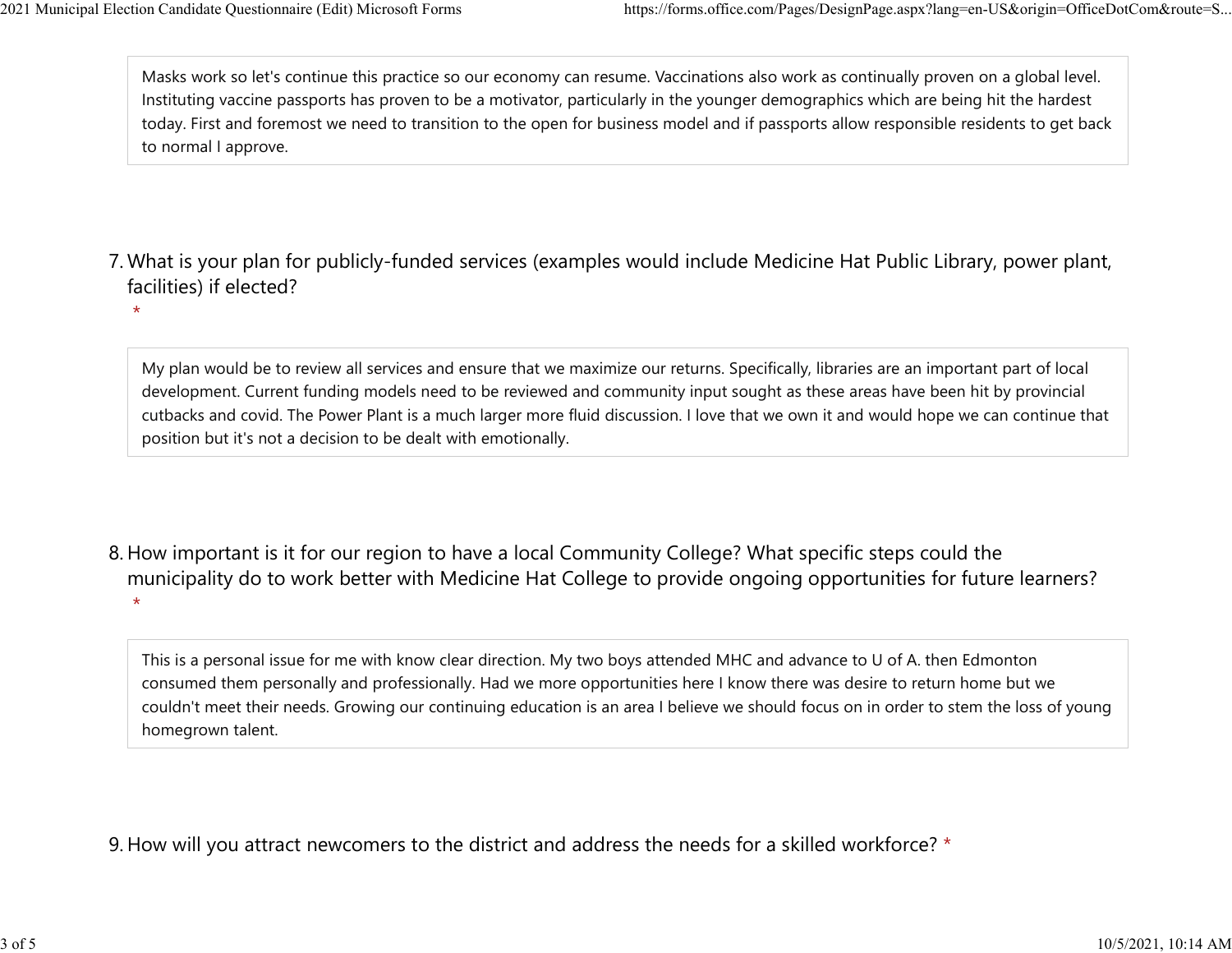Masks work so let's continue this practice so our economy can resume. Vaccinations also work as continually proven on a global level. Instituting vaccine passports has proven to be a motivator, particularly in the younger demographics which are being hit the hardest today. First and foremost we need to transition to the open for business model and if passports allow responsible residents to get back to normal I approve.

7. What is your plan for publicly-funded services (examples would include Medicine Hat Public Library, power plant, facilities) if elected? *

My plan would be to review all services and ensure that we maximize our returns. Specifically, libraries are an important part of local development. Current funding models need to be reviewed and community input sought as these areas have been hit by provincial cutbacks and covid. The Power Plant is a much larger more fluid discussion. I love that we own it and would hope we can continue that position but it's not a decision to be dealt with emotionally.

8. How important is it for our region to have a local Community College? What specific steps could the municipality do to work better with Medicine Hat College to provide ongoing opportunities for future learners? *

This is a personal issue for me with know clear direction. My two boys attended MHC and advance to U of A. then Edmonton consumed them personally and professionally. Had we more opportunities here I know there was desire to return home but we couldn't meet their needs. Growing our continuing education is an area I believe we should focus on in order to stem the loss of young homegrown talent.

9. How will you attract newcomers to the district and address the needs for a skilled workforce? *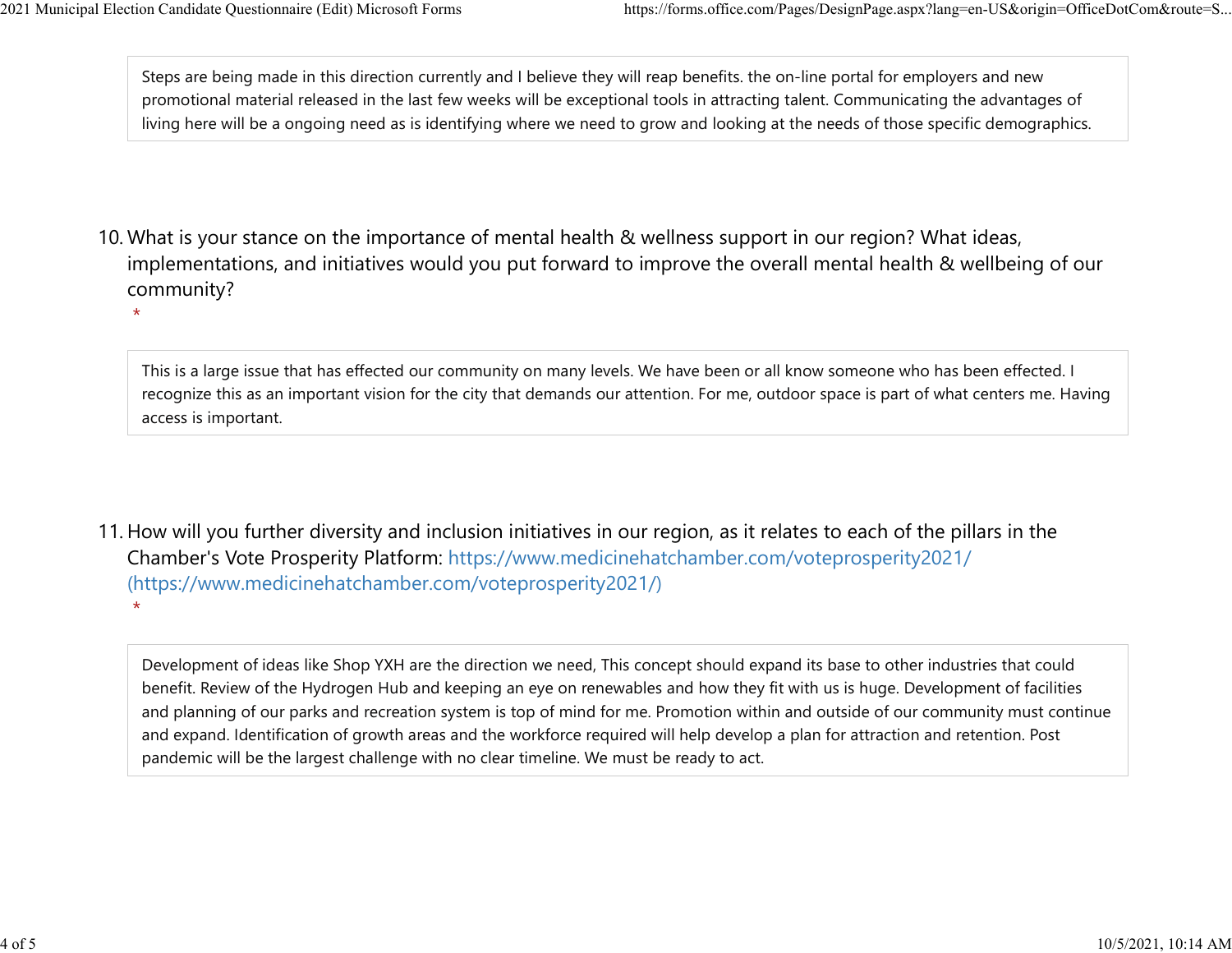Steps are being made in this direction currently and I believe they will reap benefits. the on-line portal for employers and new promotional material released in the last few weeks will be exceptional tools in attracting talent. Communicating the advantages of living here will be a ongoing need as is identifying where we need to grow and looking at the needs of those specific demographics.

10. What is your stance on the importance of mental health & wellness support in our region? What ideas, implementations, and initiatives would you put forward to improve the overall mental health & wellbeing of our community?
 *

This is a large issue that has effected our community on many levels. We have been or all know someone who has been effected. I recognize this as an important vision for the city that demands our attention. For me, outdoor space is part of what centers me. Having access is important.

11. How will you further diversity and inclusion initiatives in our region, as it relates to each of the pillars in the Chamber's Vote Prosperity Platform: https://www.medicinehatchamber.com/voteprosperity2021/ (https://www.medicinehatchamber.com/voteprosperity2021/)
 *

Development of ideas like Shop YXH are the direction we need, This concept should expand its base to other industries that could benefit. Review of the Hydrogen Hub and keeping an eye on renewables and how they fit with us is huge. Development of facilities and planning of our parks and recreation system is top of mind for me. Promotion within and outside of our community must continue and expand. Identification of growth areas and the workforce required will help develop a plan for attraction and retention. Post pandemic will be the largest challenge with no clear timeline. We must be ready to act.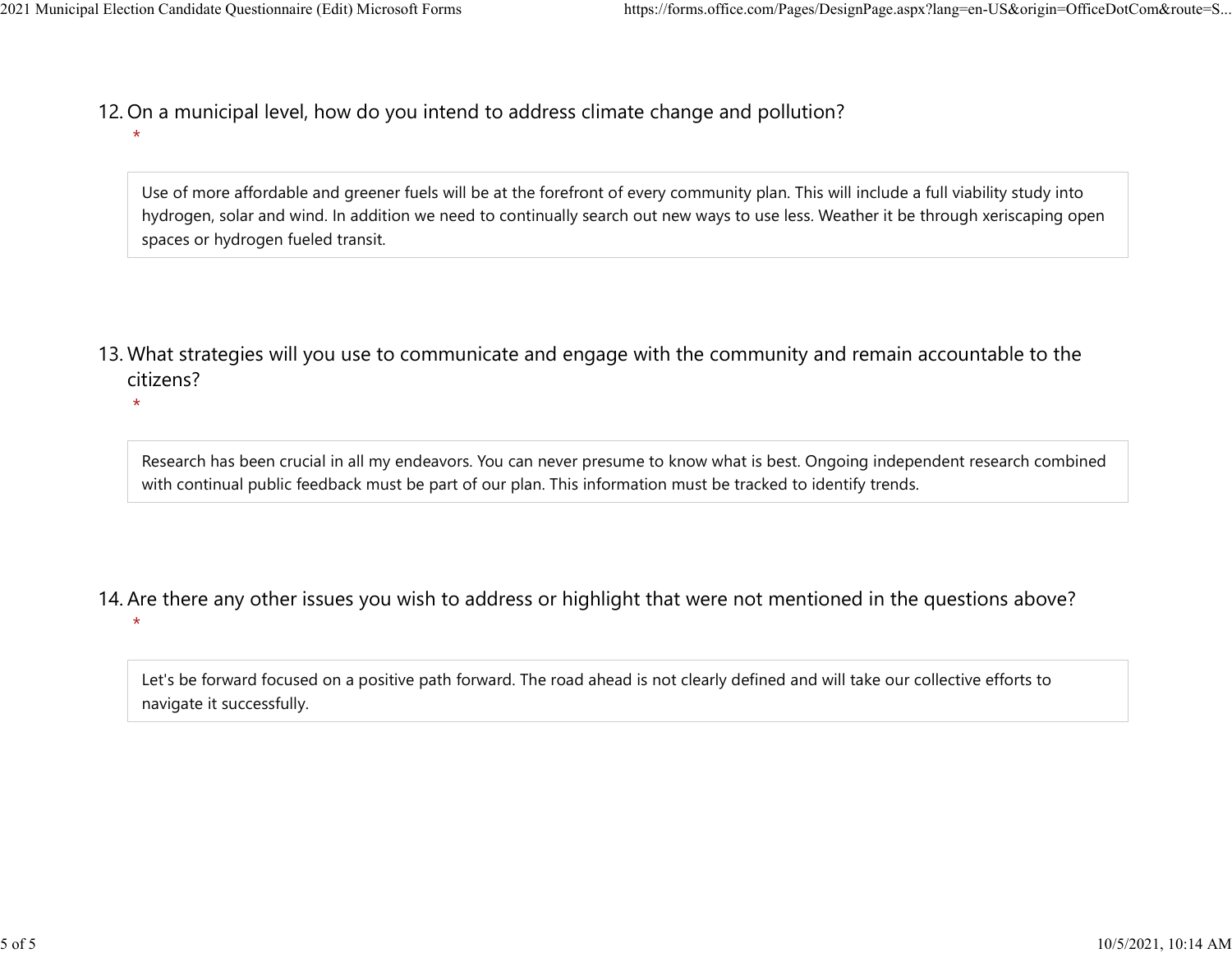12. On a municipal level, how do you intend to address climate change and pollution?
*

Use of more affordable and greener fuels will be at the forefront of every community plan. This will include a full viability study into hydrogen, solar and wind. In addition we need to continually search out new ways to use less. Weather it be through xeriscaping open spaces or hydrogen fueled transit.

13. What strategies will you use to communicate and engage with the community and remain accountable to the citizens?
*

Research has been crucial in all my endeavors. You can never presume to know what is best. Ongoing independent research combined with continual public feedback must be part of our plan. This information must be tracked to identify trends.

14. Are there any other issues you wish to address or highlight that were not mentioned in the questions above?
*

Let's be forward focused on a positive path forward. The road ahead is not clearly defined and will take our collective efforts to navigate it successfully.